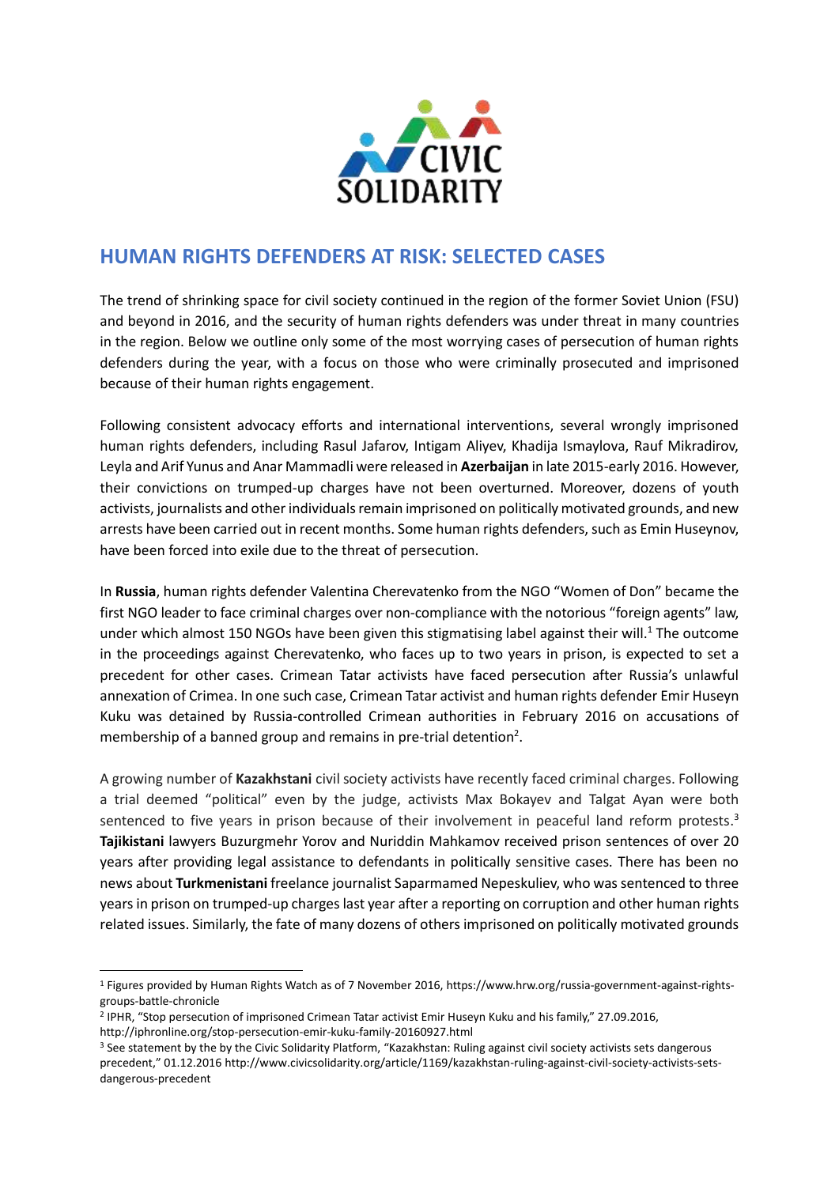# HUMAN RIGHTS DEFENDERS AT RISK: SELECTED CASES

The trend of shrinking space for civil society continued in the region of the former Soviet Union (FSU) and beyond in 2016, and the security of human rights defenders was under threat in many countries in the region. Below we outline only some of the most worrying cases of persecution of human rights defenders during the year, with a focus on those who were criminally prosecuted and imprisoned because of their human rights engagement.

Following consistent advocacy efforts and international interventions, several wrongly imprisoned human rights defenders, including Rasul Jafarov, Intigam Aliyev, Khadija Ismaylova, Rauf Mikradirov, Leyla and Arif Yunus and Anar Mammadli were released in **Azerbaijan** in late 2015-early 2016. However, their convictions on trumped-up charges have not been overturned. Moreover, dozens of youth activists, journalists and other individuals remain imprisoned on politically motivated grounds, and new arrests have been carried out in recent months. Some human rights defenders, such as Emin Huseynov, have been forced into exile due to the threat of persecution.

In **Russia**, human rights defender Valentina Cherevatenko from the NGO "Women of Don" became the first NGO leader to face criminal charges over non-compliance with the notorious "foreign agents" law, under which almost 150 NGOs have been given this stigmatising label against their will.[1] The outcome in the proceedings against Cherevatenko, who faces up to two years in prison, is expected to set a precedent for other cases. Crimean Tatar activists have faced persecution after Russia's unlawful annexation of Crimea. In one such case, Crimean Tatar activist and human rights defender Emir Huseyn Kuku was detained by Russia-controlled Crimean authorities in February 2016 on accusations of membership of a banned group and remains in pre-trial detention[2].

A growing number of **Kazakhstani** civil society activists have recently faced criminal charges. Following a trial deemed "political" even by the judge, activists Max Bokayev and Talgat Ayan were both sentenced to five years in prison because of their involvement in peaceful land reform protests.[3] **Tajikistani** lawyers Buzurgmehr Yorov and Nuriddin Mahkamov received prison sentences of over 20 years after providing legal assistance to defendants in politically sensitive cases. There has been no news about **Turkmenistani** freelance journalist Saparmamed Nepeskuliev, who was sentenced to three years in prison on trumped-up charges last year after a reporting on corruption and other human rights related issues. Similarly, the fate of many dozens of others imprisoned on politically motivated grounds

---

[1] Figures provided by Human Rights Watch as of 7 November 2016, https://www.hrw.org/russia-government-against-rights-groups-battle-chronicle

[2] IPHR, "Stop persecution of imprisoned Crimean Tatar activist Emir Huseyn Kuku and his family," 27.09.2016, http://iphronline.org/stop-persecution-emir-kuku-family-20160927.html

[3] See statement by the by the Civic Solidarity Platform, "Kazakhstan: Ruling against civil society activists sets dangerous precedent," 01.12.2016 http://www.civicsolidarity.org/article/1169/kazakhstan-ruling-against-civil-society-activists-sets-dangerous-precedent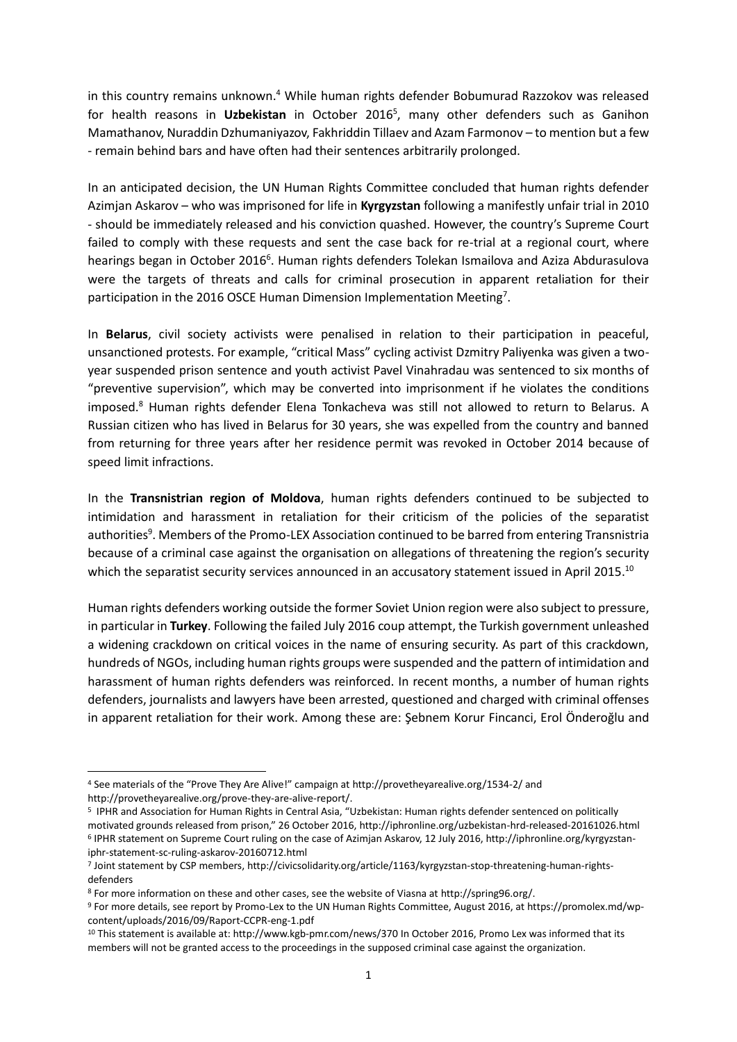in this country remains unknown.[4] While human rights defender Bobumurad Razzokov was released for health reasons in **Uzbekistan** in October 2016[5], many other defenders such as Ganihon Mamathanov, Nuraddin Dzhumaniyazov, Fakhriddin Tillaev and Azam Farmonov – to mention but a few - remain behind bars and have often had their sentences arbitrarily prolonged.

In an anticipated decision, the UN Human Rights Committee concluded that human rights defender Azimjan Askarov – who was imprisoned for life in **Kyrgyzstan** following a manifestly unfair trial in 2010 - should be immediately released and his conviction quashed. However, the country's Supreme Court failed to comply with these requests and sent the case back for re-trial at a regional court, where hearings began in October 2016[6]. Human rights defenders Tolekan Ismailova and Aziza Abdurasulova were the targets of threats and calls for criminal prosecution in apparent retaliation for their participation in the 2016 OSCE Human Dimension Implementation Meeting[7].

In **Belarus**, civil society activists were penalised in relation to their participation in peaceful, unsanctioned protests. For example, "critical Mass" cycling activist Dzmitry Paliyenka was given a two-year suspended prison sentence and youth activist Pavel Vinahradau was sentenced to six months of "preventive supervision", which may be converted into imprisonment if he violates the conditions imposed.[8] Human rights defender Elena Tonkacheva was still not allowed to return to Belarus. A Russian citizen who has lived in Belarus for 30 years, she was expelled from the country and banned from returning for three years after her residence permit was revoked in October 2014 because of speed limit infractions.

In the **Transnistrian region of Moldova**, human rights defenders continued to be subjected to intimidation and harassment in retaliation for their criticism of the policies of the separatist authorities[9]. Members of the Promo-LEX Association continued to be barred from entering Transnistria because of a criminal case against the organisation on allegations of threatening the region's security which the separatist security services announced in an accusatory statement issued in April 2015.[10]

Human rights defenders working outside the former Soviet Union region were also subject to pressure, in particular in **Turkey**. Following the failed July 2016 coup attempt, the Turkish government unleashed a widening crackdown on critical voices in the name of ensuring security. As part of this crackdown, hundreds of NGOs, including human rights groups were suspended and the pattern of intimidation and harassment of human rights defenders was reinforced. In recent months, a number of human rights defenders, journalists and lawyers have been arrested, questioned and charged with criminal offenses in apparent retaliation for their work. Among these are: Şebnem Korur Fincanci, Erol Önderoğlu and

---

[4] See materials of the "Prove They Are Alive!" campaign at http://provetheyarealive.org/1534-2/ and http://provetheyarealive.org/prove-they-are-alive-report/.

[5] IPHR and Association for Human Rights in Central Asia, "Uzbekistan: Human rights defender sentenced on politically motivated grounds released from prison," 26 October 2016, http://iphronline.org/uzbekistan-hrd-released-20161026.html

[6] IPHR statement on Supreme Court ruling on the case of Azimjan Askarov, 12 July 2016, http://iphronline.org/kyrgyzstan-iphr-statement-sc-ruling-askarov-20160712.html

[7] Joint statement by CSP members, http://civicsolidarity.org/article/1163/kyrgyzstan-stop-threatening-human-rights-defenders

[8] For more information on these and other cases, see the website of Viasna at http://spring96.org/.

[9] For more details, see report by Promo-Lex to the UN Human Rights Committee, August 2016, at https://promolex.md/wp-content/uploads/2016/09/Raport-CCPR-eng-1.pdf

[10] This statement is available at: http://www.kgb-pmr.com/news/370 In October 2016, Promo Lex was informed that its members will not be granted access to the proceedings in the supposed criminal case against the organization.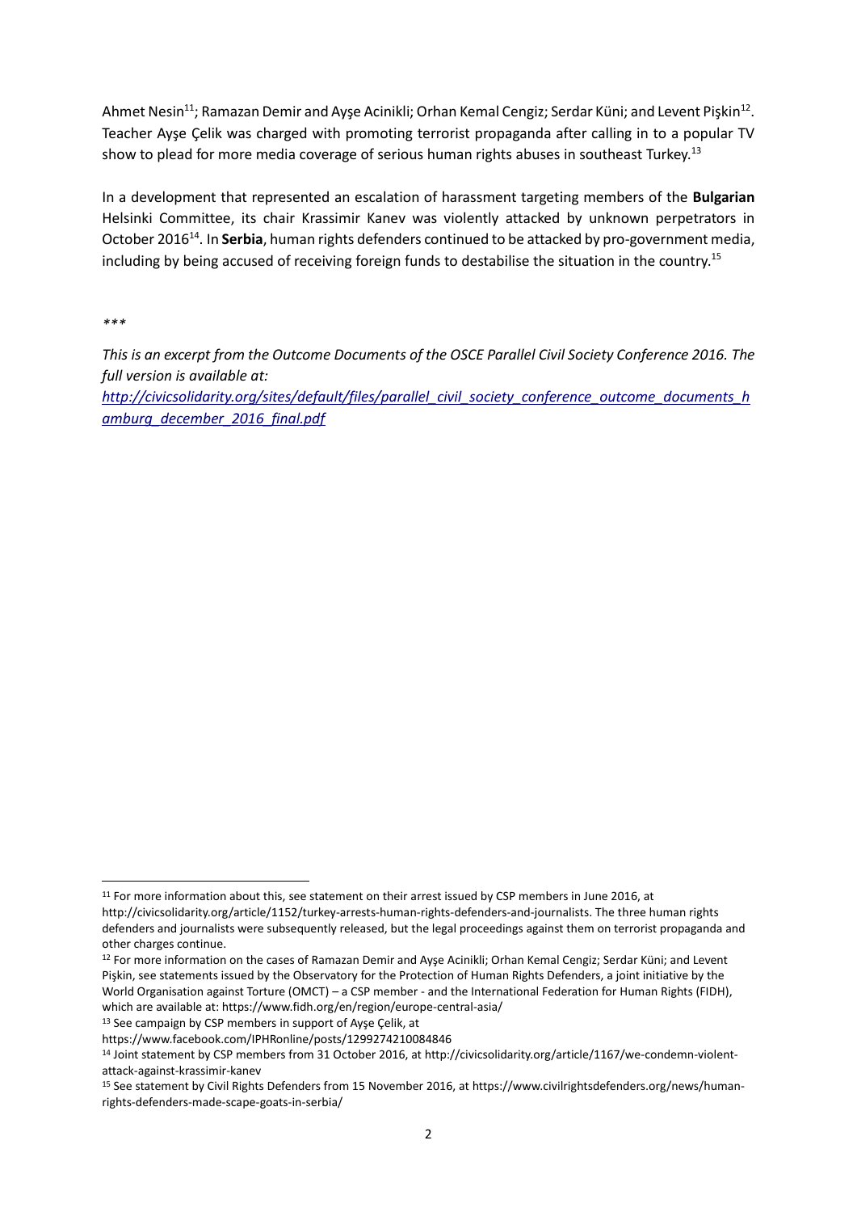Ahmet Nesin[11]; Ramazan Demir and Ayşe Acinikli; Orhan Kemal Cengiz; Serdar Küni; and Levent Pişkin[12]. Teacher Ayşe Çelik was charged with promoting terrorist propaganda after calling in to a popular TV show to plead for more media coverage of serious human rights abuses in southeast Turkey.[13]

In a development that represented an escalation of harassment targeting members of the **Bulgarian** Helsinki Committee, its chair Krassimir Kanev was violently attacked by unknown perpetrators in October 2016[14]. In **Serbia**, human rights defenders continued to be attacked by pro-government media, including by being accused of receiving foreign funds to destabilise the situation in the country.[15]

*\*\*\**

*This is an excerpt from the Outcome Documents of the OSCE Parallel Civil Society Conference 2016. The full version is available at: [http://civicsolidarity.org/sites/default/files/parallel_civil_society_conference_outcome_documents_hamburg_december_2016_final.pdf](http://civicsolidarity.org/sites/default/files/parallel_civil_society_conference_outcome_documents_hamburg_december_2016_final.pdf)*

---

[11] For more information about this, see statement on their arrest issued by CSP members in June 2016, at http://civicsolidarity.org/article/1152/turkey-arrests-human-rights-defenders-and-journalists. The three human rights defenders and journalists were subsequently released, but the legal proceedings against them on terrorist propaganda and other charges continue.

[12] For more information on the cases of Ramazan Demir and Ayşe Acinikli; Orhan Kemal Cengiz; Serdar Küni; and Levent Pişkin, see statements issued by the Observatory for the Protection of Human Rights Defenders, a joint initiative by the World Organisation against Torture (OMCT) – a CSP member - and the International Federation for Human Rights (FIDH), which are available at: https://www.fidh.org/en/region/europe-central-asia/

[13] See campaign by CSP members in support of Ayşe Çelik, at https://www.facebook.com/IPHRonline/posts/1299274210084846

[14] Joint statement by CSP members from 31 October 2016, at http://civicsolidarity.org/article/1167/we-condemn-violent-attack-against-krassimir-kanev

[15] See statement by Civil Rights Defenders from 15 November 2016, at https://www.civilrightsdefenders.org/news/human-rights-defenders-made-scape-goats-in-serbia/